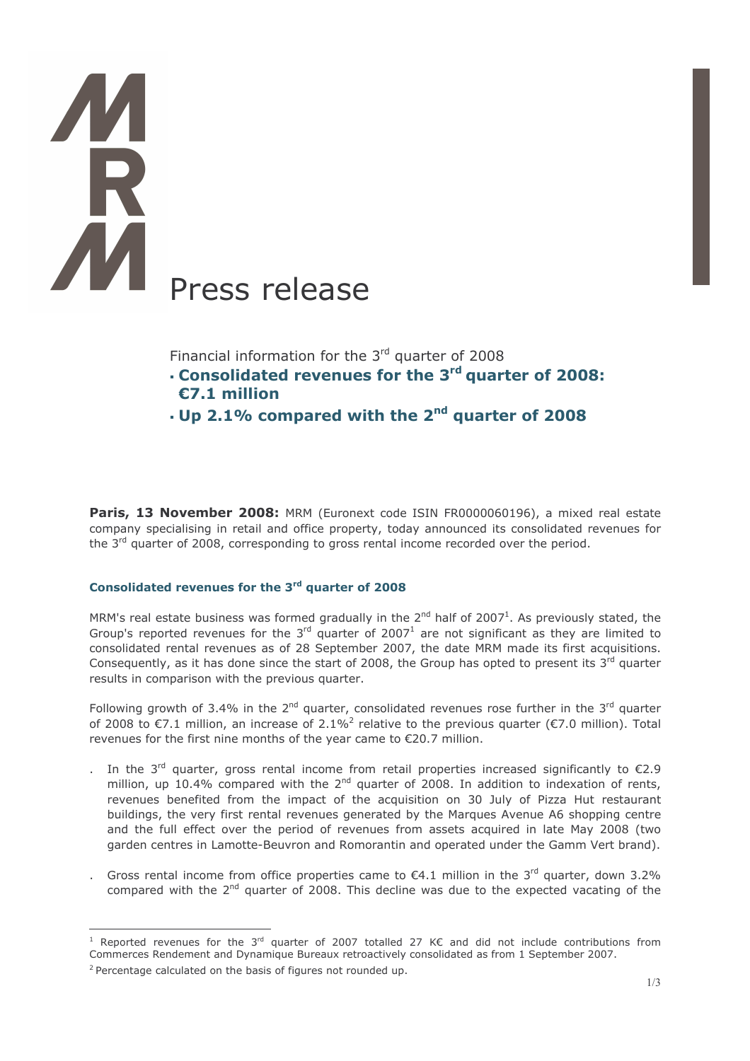# Press release

Financial information for the 3rd quarter of 2008

- **Consolidated revenues for the 3rd quarter of 2008: €7.1 million**
- **Up 2.1% compared with the 2nd quarter of 2008**

**Paris, 13 November 2008:** MRM (Euronext code ISIN FR0000060196), a mixed real estate company specialising in retail and office property, today announced its consolidated revenues for the 3rd quarter of 2008, corresponding to gross rental income recorded over the period.

### Consolidated revenues for the 3rd quarter of 2008

MRM's real estate business was formed gradually in the 2nd half of 2007[1]. As previously stated, the Group's reported revenues for the 3rd quarter of 2007[1] are not significant as they are limited to consolidated rental revenues as of 28 September 2007, the date MRM made its first acquisitions. Consequently, as it has done since the start of 2008, the Group has opted to present its 3rd quarter results in comparison with the previous quarter.

Following growth of 3.4% in the 2nd quarter, consolidated revenues rose further in the 3rd quarter of 2008 to €7.1 million, an increase of 2.1%[2] relative to the previous quarter (€7.0 million). Total revenues for the first nine months of the year came to €20.7 million.

- In the 3rd quarter, gross rental income from retail properties increased significantly to €2.9 million, up 10.4% compared with the 2nd quarter of 2008. In addition to indexation of rents, revenues benefited from the impact of the acquisition on 30 July of Pizza Hut restaurant buildings, the very first rental revenues generated by the Marques Avenue A6 shopping centre and the full effect over the period of revenues from assets acquired in late May 2008 (two garden centres in Lamotte-Beuvron and Romorantin and operated under the Gamm Vert brand).
- Gross rental income from office properties came to €4.1 million in the 3rd quarter, down 3.2% compared with the 2nd quarter of 2008. This decline was due to the expected vacating of the

[1] Reported revenues for the 3rd quarter of 2007 totalled 27 K€ and did not include contributions from Commerces Rendement and Dynamique Bureaux retroactively consolidated as from 1 September 2007.

[2] Percentage calculated on the basis of figures not rounded up.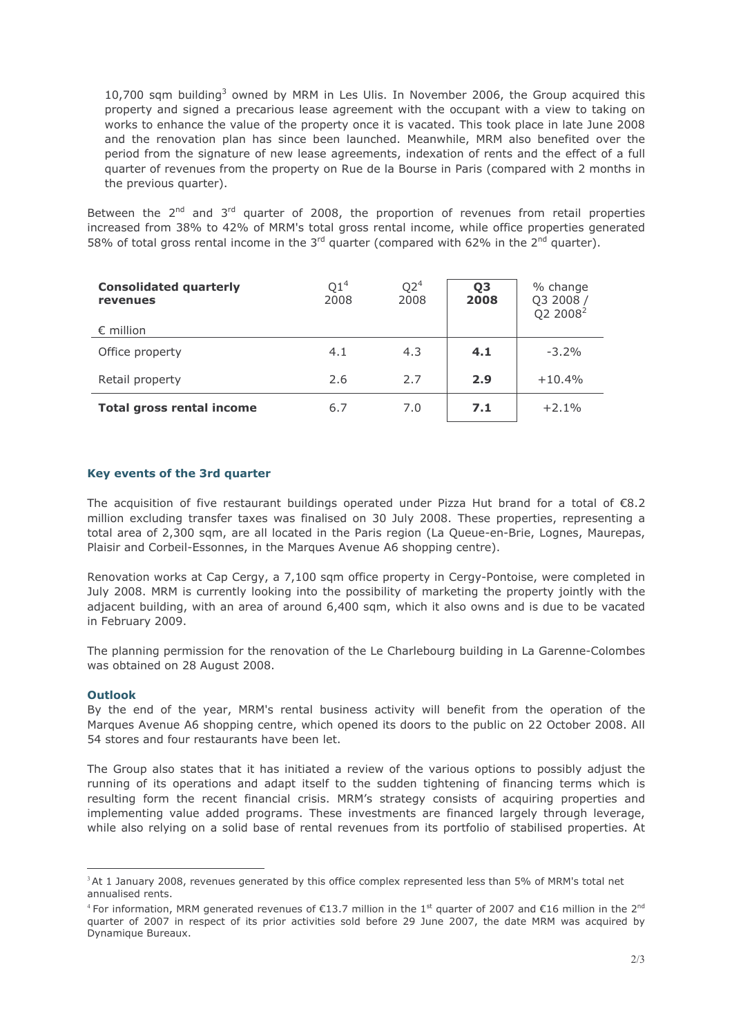10,700 sqm building[3] owned by MRM in Les Ulis. In November 2006, the Group acquired this property and signed a precarious lease agreement with the occupant with a view to taking on works to enhance the value of the property once it is vacated. This took place in late June 2008 and the renovation plan has since been launched. Meanwhile, MRM also benefited over the period from the signature of new lease agreements, indexation of rents and the effect of a full quarter of revenues from the property on Rue de la Bourse in Paris (compared with 2 months in the previous quarter).

Between the 2nd and 3rd quarter of 2008, the proportion of revenues from retail properties increased from 38% to 42% of MRM's total gross rental income, while office properties generated 58% of total gross rental income in the 3rd quarter (compared with 62% in the 2nd quarter).

| **Consolidated quarterly revenues** <br> € million | Q1[4] 2008 | Q2[4] 2008 | **Q3 2008** | % change Q3 2008 / Q2 2008[2] |
|---|---|---|---|---|
| Office property | 4.1 | 4.3 | **4.1** | -3.2% |
| Retail property | 2.6 | 2.7 | **2.9** | +10.4% |
| **Total gross rental income** | 6.7 | 7.0 | **7.1** | +2.1% |

### Key events of the 3rd quarter

The acquisition of five restaurant buildings operated under Pizza Hut brand for a total of €8.2 million excluding transfer taxes was finalised on 30 July 2008. These properties, representing a total area of 2,300 sqm, are all located in the Paris region (La Queue-en-Brie, Lognes, Maurepas, Plaisir and Corbeil-Essonnes, in the Marques Avenue A6 shopping centre).

Renovation works at Cap Cergy, a 7,100 sqm office property in Cergy-Pontoise, were completed in July 2008. MRM is currently looking into the possibility of marketing the property jointly with the adjacent building, with an area of around 6,400 sqm, which it also owns and is due to be vacated in February 2009.

The planning permission for the renovation of the Le Charlebourg building in La Garenne-Colombes was obtained on 28 August 2008.

### Outlook

By the end of the year, MRM's rental business activity will benefit from the operation of the Marques Avenue A6 shopping centre, which opened its doors to the public on 22 October 2008. All 54 stores and four restaurants have been let.

The Group also states that it has initiated a review of the various options to possibly adjust the running of its operations and adapt itself to the sudden tightening of financing terms which is resulting form the recent financial crisis. MRM's strategy consists of acquiring properties and implementing value added programs. These investments are financed largely through leverage, while also relying on a solid base of rental revenues from its portfolio of stabilised properties. At

---

[3] At 1 January 2008, revenues generated by this office complex represented less than 5% of MRM's total net annualised rents.

[4] For information, MRM generated revenues of €13.7 million in the 1st quarter of 2007 and €16 million in the 2nd quarter of 2007 in respect of its prior activities sold before 29 June 2007, the date MRM was acquired by Dynamique Bureaux.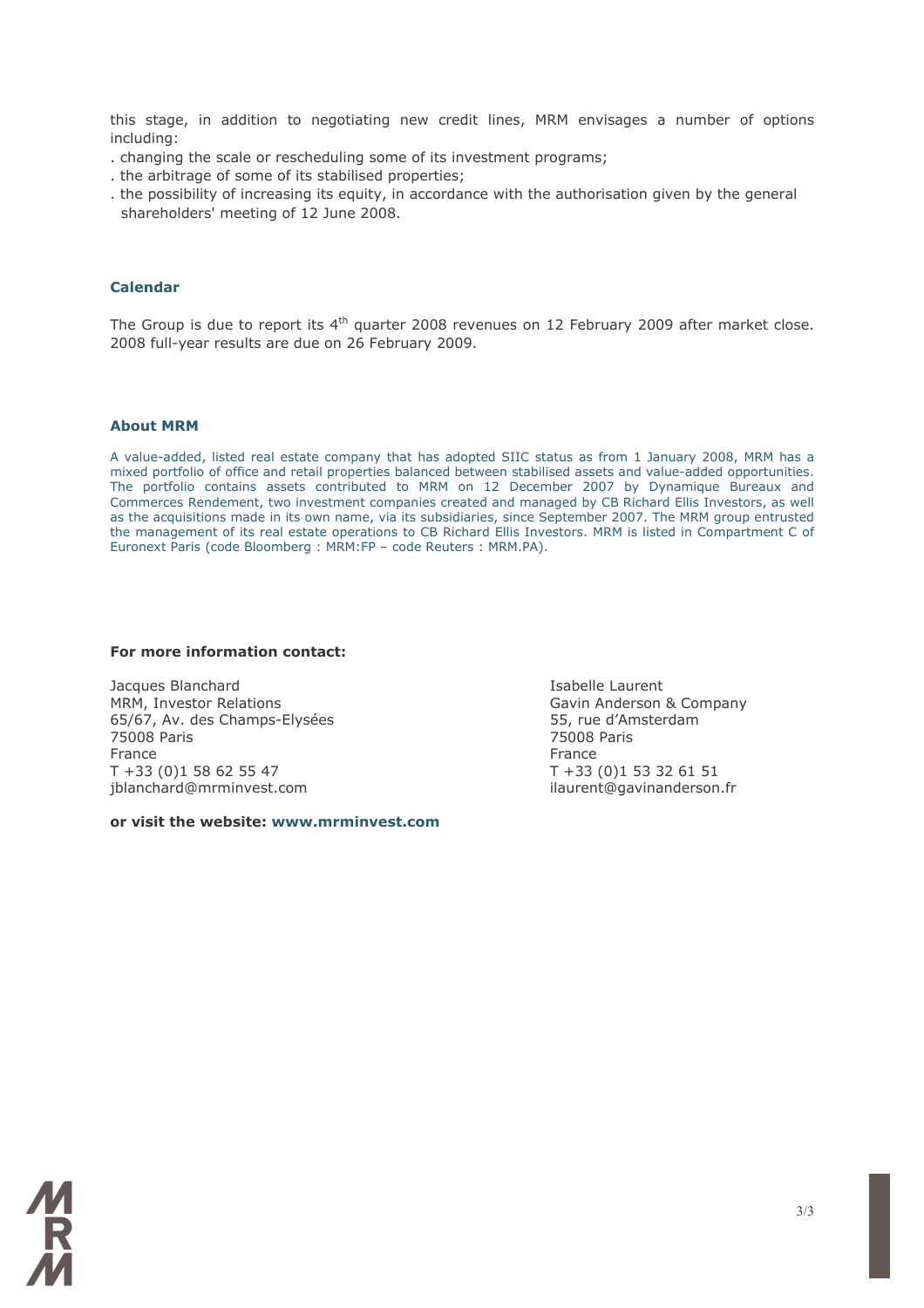this stage, in addition to negotiating new credit lines, MRM envisages a number of options including:

. changing the scale or rescheduling some of its investment programs;
. the arbitrage of some of its stabilised properties;
. the possibility of increasing its equity, in accordance with the authorisation given by the general shareholders' meeting of 12 June 2008.

## Calendar

The Group is due to report its 4th quarter 2008 revenues on 12 February 2009 after market close. 2008 full-year results are due on 26 February 2009.

## About MRM

A value-added, listed real estate company that has adopted SIIC status as from 1 January 2008, MRM has a mixed portfolio of office and retail properties balanced between stabilised assets and value-added opportunities. The portfolio contains assets contributed to MRM on 12 December 2007 by Dynamique Bureaux and Commerces Rendement, two investment companies created and managed by CB Richard Ellis Investors, as well as the acquisitions made in its own name, via its subsidiaries, since September 2007. The MRM group entrusted the management of its real estate operations to CB Richard Ellis Investors. MRM is listed in Compartment C of Euronext Paris (code Bloomberg : MRM:FP – code Reuters : MRM.PA).

**For more information contact:**

Jacques Blanchard
MRM, Investor Relations
65/67, Av. des Champs-Elysées
75008 Paris
France
T +33 (0)1 58 62 55 47
jblanchard@mrminvest.com

Isabelle Laurent
Gavin Anderson & Company
55, rue d'Amsterdam
75008 Paris
France
T +33 (0)1 53 32 61 51
ilaurent@gavinanderson.fr

**or visit the website: www.mrminvest.com**